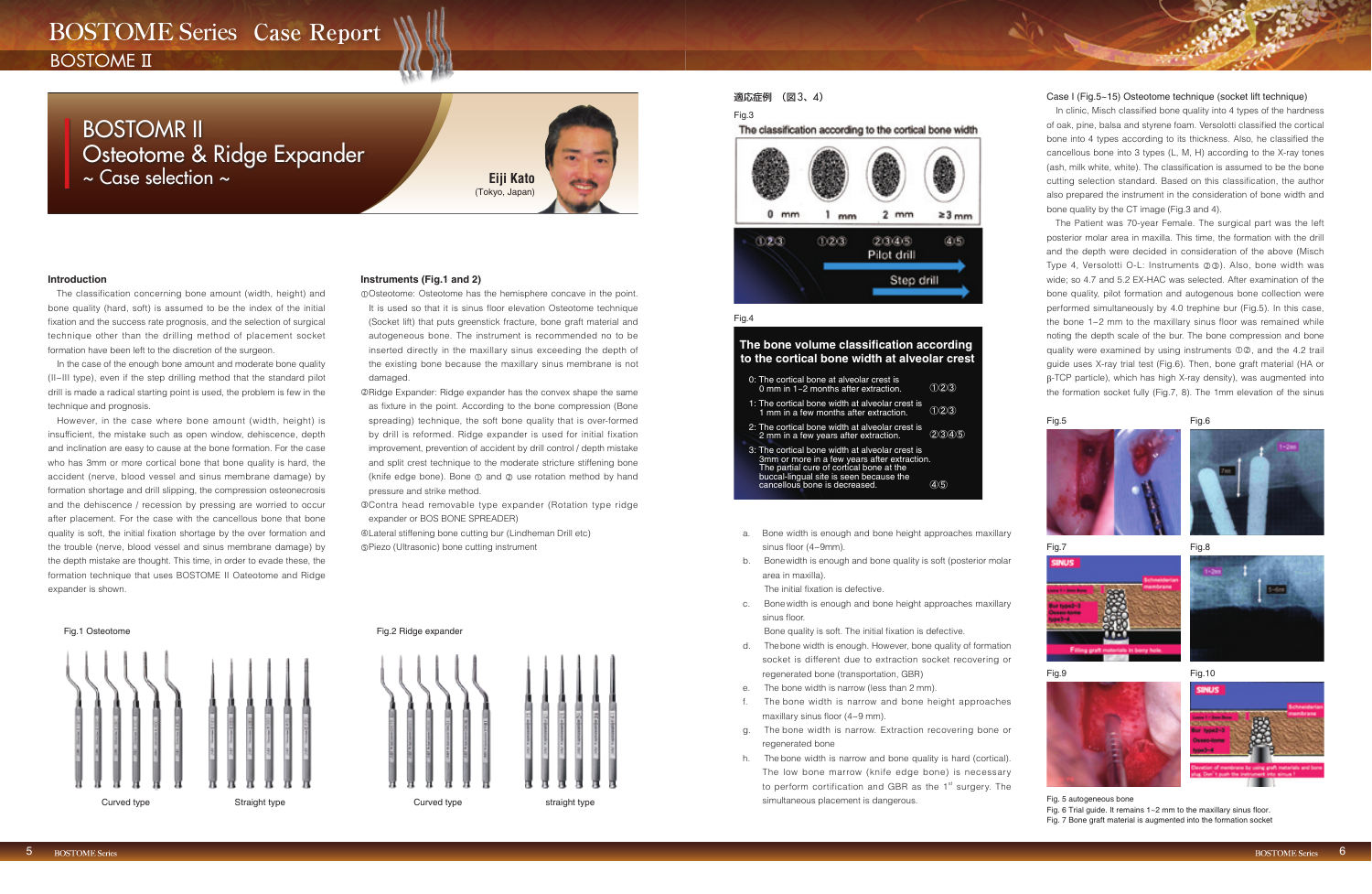# BOSTOME Series Case Report

## BOSTOME II

# BOSTOMR II Osteotome & Ridge Expander ~ Case selection ~

**Eiji Kato**
(Tokyo, Japan)

### Introduction

The classification concerning bone amount (width, height) and bone quality (hard, soft) is assumed to be the index of the initial fixation and the success rate prognosis, and the selection of surgical technique other than the drilling method of placement socket formation have been left to the discretion of the surgeon.

In the case of the enough bone amount and moderate bone quality (II–III type), even if the step drilling method that the standard pilot drill is made a radical starting point is used, the problem is few in the technique and prognosis.

However, in the case where bone amount (width, height) is insufficient, the mistake such as open window, dehiscence, depth and inclination are easy to cause at the bone formation. For the case who has 3mm or more cortical bone that bone quality is hard, the accident (nerve, blood vessel and sinus membrane damage) by formation shortage and drill slipping, the compression osteonecrosis and the dehiscence / recession by pressing are worried to occur after placement. For the case with the cancellous bone that bone quality is soft, the initial fixation shortage by the over formation and the trouble (nerve, blood vessel and sinus membrane damage) by the depth mistake are thought. This time, in order to evade these, the formation technique that uses BOSTOME II Oateotome and Ridge expander is shown.

### Instruments (Fig.1 and 2)

①Osteotome: Osteotome has the hemisphere concave in the point. It is used so that it is sinus floor elevation Osteotome technique (Socket lift) that puts greenstick fracture, bone graft material and autogeneous bone. The instrument is recommended no to be inserted directly in the maxillary sinus exceeding the depth of the existing bone because the maxillary sinus membrane is not damaged.

②Ridge Expander: Ridge expander has the convex shape the same as fixture in the point. According to the bone compression (Bone spreading) technique, the soft bone quality that is over-formed by drill is reformed. Ridge expander is used for initial fixation improvement, prevention of accident by drill control / depth mistake and split crest technique to the moderate structure stiffening bone (knife edge bone). Bone ① and ② use rotation method by hand pressure and strike method.

③Contra head removable type expander (Rotation type ridge expander or BOS BONE SPREADER)

④Lateral stiffening bone cutting bur (Lindheman Drill etc)

⑤Piezo (Ultrasonic) bone cutting instrument

Fig.1 Osteotome

Curved type　　Straight type

Fig.2 Ridge expander

Curved type　　straight type

### 適応症例 （図3、4）

Fig.3

The classification according to the cortical bone width

| 0 mm | 1 mm | 2 mm | ≥3 mm |
|---|---|---|---|
| ①②③ | ①②③ | ②③④⑤ | ④⑤ |

Pilot drill → Step drill

Fig.4

**The bone volume classification according to the cortical bone width at alveolar crest**

| Class | Instruments |
|---|---|
| 0: The cortical bone at alveolar crest is 0 mm in 1–2 months after extraction. | ①②③ |
| 1: The cortical bone width at alveolar crest is 1 mm in a few months after extraction. | ①②③ |
| 2: The cortical bone width at alveolar crest is 2 mm in a few years after extraction. | ②③④⑤ |
| 3: The cortical bone width at alveolar crest is 3mm or more in a few years after extraction. The partial cure of cortical bone at the buccal-lingual site is seen because the cancellous bone is decreased. | ④⑤ |

a. Bone width is enough and bone height approaches maxillary sinus floor (4–9mm).

b. Bonewidth is enough and bone quality is soft (posterior molar area in maxilla). The initial fixation is defective.

c. Bonewidth is enough and bone height approaches maxillary sinus floor. Bone quality is soft. The initial fixation is defective.

d. Thebone width is enough. However, bone quality of formation socket is different due to extraction socket recovering or regenerated bone (transportation, GBR)

e. The bone width is narrow (less than 2 mm).

f. The bone width is narrow and bone height approaches maxillary sinus floor (4–9 mm).

g. The bone width is narrow. Extraction recovering bone or regenerated bone

h. The bone width is narrow and bone quality is hard (cortical). The low bone marrow (knife edge bone) is necessary to perform certification and GBR as the 1st surgery. The simultaneous placement is dangerous.

### Case I (Fig.5–15) Osteotome technique (socket lift technique)

In clinic, Misch classified bone quality into 4 types of the hardness of oak, pine, balsa and styrene foam. Versolotti classified the cortical bone into 4 types according to its thickness. Also, he classified the cancellous bone into 3 types (L, M, H) according to the X-ray tones (ash, milk white, white). The classification is assumed to be the bone cutting selection standard. Based on this classification, the author also prepared the instrument in the consideration of bone width and bone quality by the CT image (Fig.3 and 4).

The Patient was 70-year Female. The surgical part was the left posterior molar area in maxilla. This time, the formation with the drill and the depth were decided in consideration of the above (Misch Type 4, Versolotti O-L: Instruments ②③). Also, bone width was wide; so 4.7 and 5.2 EX-HAC was selected. After examination of the bone quality, pilot formation and autogenous bone collection were performed simultaneously by 4.0 trephine bur (Fig.5). In this case, the bone 1–2 mm to the maxillary sinus floor was remained while noting the depth scale of the bur. The bone compression and bone quality were examined by using instruments ①②, and the 4.2 trail guide uses X-ray trial test (Fig.6). Then, bone graft material (HA or β-TCP particle), which has high X-ray density), was augmented into the formation socket fully (Fig.7, 8). The 1mm elevation of the sinus

Fig.5　Fig.6

Fig.7　Fig.8

Fig.9　Fig.10

Fig. 5 autogeneous bone
Fig. 6 Trial guide. It remains 1–2 mm to the maxillary sinus floor.
Fig. 7 Bone graft material is augmented into the formation socket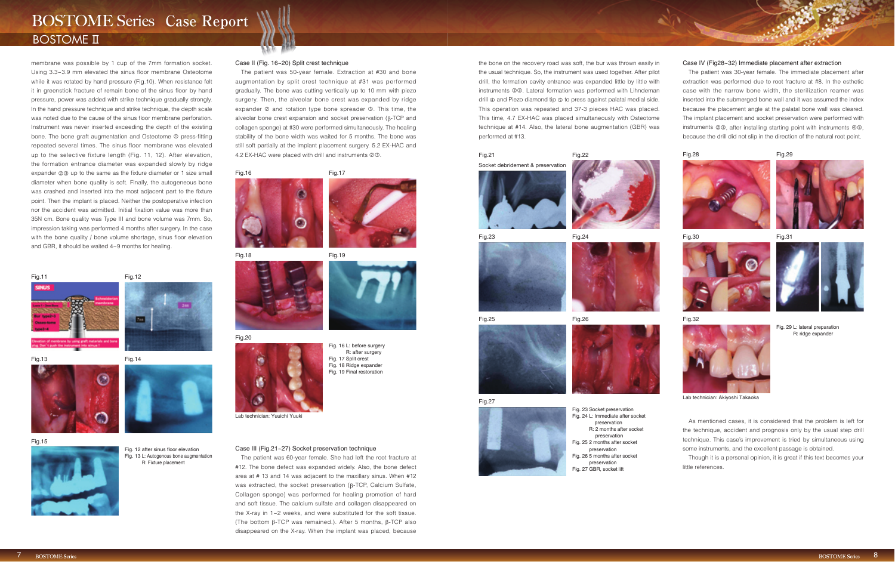# BOSTOME Series Case Report

## BOSTOME II

membrane was possible by 1 cup of the 7mm formation socket. Using 3.3–3.9 mm elevated the sinus floor membrane Osteotome while it was rotated by hand pressure (Fig.10). When resistance felt it in greenstick fracture of remain bone of the sinus floor by hand pressure, power was added with strike technique gradually strongly. In the hand pressure technique and strike technique, the depth scale was noted due to the cause of the sinus floor membrane perforation. Instrument was never inserted exceeding the depth of the existing bone. The bone graft augmentation and Osteotome ① press-fitting repeated several times. The sinus floor membrane was elevated up to the selective fixture length (Fig. 11, 12). After elevation, the formation entrance diameter was expanded slowly by ridge expander ②③ up to the same as the fixture diameter or 1 size small diameter when bone quality is soft. Finally, the autogeneous bone was crashed and inserted into the most adjacent part to the fixture point. Then the implant is placed. Neither the postoperative infection nor the accident was admitted. Initial fixation value was more than 35N cm. Bone quality was Type III and bone volume was 7mm. So, impression taking was performed 4 months after surgery. In the case with the bone quality / bone volume shortage, sinus floor elevation and GBR, it should be waited 4–9 months for healing.

Fig.11

SINUS

Schneiderian membrane

Bur type2~3

Osteo-tome type2~4

Elevation of membrane by using graft materials and bone plug. Don't push the instrument into sinus !

Fig.12

7mm

2mm

Fig.13

Fig.14

Fig.15

Fig. 12 after sinus floor elevation
Fig. 13 L: Autogenous bone augmentation
R: Fixture placement

### Case II (Fig. 16–20) Split crest technique

The patient was 50-year female. Extraction at #30 and bone augmentation by split crest technique at #31 was performed gradually. The bone was cutting vertically up to 10 mm with piezo surgery. Then, the alveolar bone crest was expanded by ridge expander ② and rotation type bone spreader ③. This time, the alveolar bone crest expansion and socket preservation (β-TCP and collagen sponge) at #30 were performed simultaneously. The healing stability of the bone width was waited for 5 months. The bone was still soft partially at the implant placement surgery. 5.2 EX-HAC and 4.2 EX-HAC were placed with drill and instruments ②③.

Fig.16

Fig.17

Fig.18

Fig.19

Fig.20

Fig. 16 L: before surgery
R: after surgery
Fig. 17 Split crest
Fig. 18 Ridge expander
Fig. 19 Final restoration

Lab technician: Yuuichi Yuuki

### Case III (Fig.21–27) Socket preservation technique

The patient was 60-year female. She had left the root fracture at #12. The bone defect was expanded widely. Also, the bone defect area at # 13 and 14 was adjacent to the maxillary sinus. When #12 was extracted, the socket preservation (β-TCP, Calcium Sulfate, Collagen sponge) was performed for healing promotion of hard and soft tissue. The calcium sulfate and collagen disappeared on the X-ray in 1–2 weeks, and were substituted for the soft tissue. (The bottom β-TCP was remained.). After 5 months, β-TCP also disappeared on the X-ray. When the implant was placed, because the bone on the recovery road was soft, the bur was thrown easily in the usual technique. So, the instrument was used together. After pilot drill, the formation cavity entrance was expanded little by little with instruments ②③. Lateral formation was performed with Lihndeman drill ④ and Piezo diamond tip ⑤ to press against palatal medial side. This operation was repeated and 37-3 pieces HAC was placed. This time, 4.7 EX-HAC was placed simultaneously with Osteotome technique at #14. Also, the lateral bone augmentation (GBR) was performed at #13.

Fig.21

Socket debridement & preservation

Fig.22

Fig.23

Fig.24

Fig.25

Fig.26

Fig.27

Fig. 23 Socket preservation
Fig. 24 L: Immediate after socket preservation
R: 2 months after socket preservation
Fig. 25 2 months after socket preservation
Fig. 26 5 months after socket preservation
Fig. 27 GBR, socket lift

### Case IV (Fig28–32) Immediate placement after extraction

The patient was 30-year female. The immediate placement after extraction was performed due to root fracture at #8. In the esthetic case with the narrow bone width, the sterilization reamer was inserted into the submerged bone wall and it was assumed the index because the placement angle at the palatal bone wall was cleared. The implant placement and socket preservation were performed with instruments ②③, after installing starting point with instruments ④⑤, because the drill did not slip in the direction of the natural root point.

Fig.28

Fig.29

Fig.30

Fig.31

Fig.32

Fig. 29 L: lateral preparation
R: ridge expander

Lab technician: Akiyoshi Takaoka

As mentioned cases, it is considered that the problem is left for the technique, accident and prognosis only by the usual step drill technique. This case's improvement is tried by simultaneous using some instruments, and the excellent passage is obtained.

Though it is a personal opinion, it is great if this text becomes your little references.